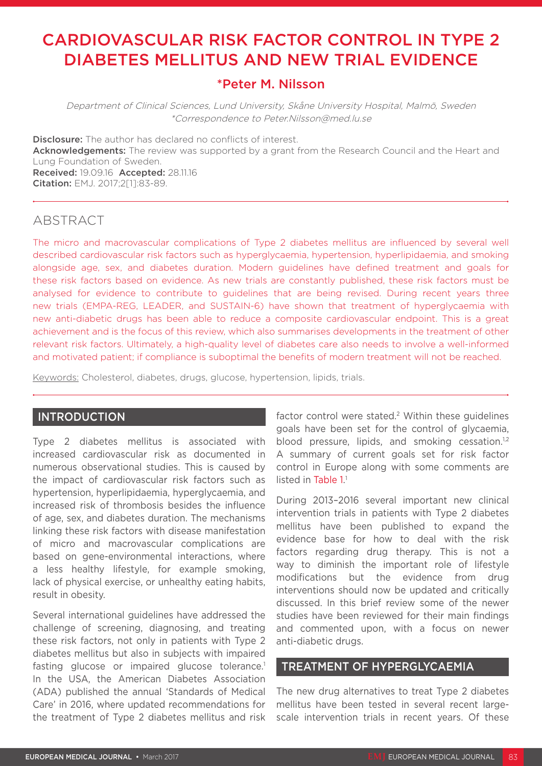# CARDIOVASCULAR RISK FACTOR CONTROL IN TYPE 2 DIABETES MELLITUS AND NEW TRIAL EVIDENCE

## *Peter M. Nilsson

*Department of Clinical Sciences, Lund University, Skåne University Hospital, Malmö, Sweden*
*\*Correspondence to Peter.Nilsson@med.lu.se*

**Disclosure:** The author has declared no conflicts of interest.
**Acknowledgements:** The review was supported by a grant from the Research Council and the Heart and Lung Foundation of Sweden.
**Received:** 19.09.16 **Accepted:** 28.11.16
**Citation:** EMJ. 2017;2[1]:83-89.

## ABSTRACT

The micro and macrovascular complications of Type 2 diabetes mellitus are influenced by several well described cardiovascular risk factors such as hyperglycaemia, hypertension, hyperlipidaemia, and smoking alongside age, sex, and diabetes duration. Modern guidelines have defined treatment and goals for these risk factors based on evidence. As new trials are constantly published, these risk factors must be analysed for evidence to contribute to guidelines that are being revised. During recent years three new trials (EMPA-REG, LEADER, and SUSTAIN-6) have shown that treatment of hyperglycaemia with new anti-diabetic drugs has been able to reduce a composite cardiovascular endpoint. This is a great achievement and is the focus of this review, which also summarises developments in the treatment of other relevant risk factors. Ultimately, a high-quality level of diabetes care also needs to involve a well-informed and motivated patient; if compliance is suboptimal the benefits of modern treatment will not be reached.

Keywords: Cholesterol, diabetes, drugs, glucose, hypertension, lipids, trials.

## INTRODUCTION

Type 2 diabetes mellitus is associated with increased cardiovascular risk as documented in numerous observational studies. This is caused by the impact of cardiovascular risk factors such as hypertension, hyperlipidaemia, hyperglycaemia, and increased risk of thrombosis besides the influence of age, sex, and diabetes duration. The mechanisms linking these risk factors with disease manifestation of micro and macrovascular complications are based on gene-environmental interactions, where a less healthy lifestyle, for example smoking, lack of physical exercise, or unhealthy eating habits, result in obesity.

Several international guidelines have addressed the challenge of screening, diagnosing, and treating these risk factors, not only in patients with Type 2 diabetes mellitus but also in subjects with impaired fasting glucose or impaired glucose tolerance.[1] In the USA, the American Diabetes Association (ADA) published the annual 'Standards of Medical Care' in 2016, where updated recommendations for the treatment of Type 2 diabetes mellitus and risk factor control were stated.[2] Within these guidelines goals have been set for the control of glycaemia, blood pressure, lipids, and smoking cessation.[1,2] A summary of current goals set for risk factor control in Europe along with some comments are listed in Table 1.[1]

During 2013–2016 several important new clinical intervention trials in patients with Type 2 diabetes mellitus have been published to expand the evidence base for how to deal with the risk factors regarding drug therapy. This is not a way to diminish the important role of lifestyle modifications but the evidence from drug interventions should now be updated and critically discussed. In this brief review some of the newer studies have been reviewed for their main findings and commented upon, with a focus on newer anti-diabetic drugs.

## TREATMENT OF HYPERGLYCAEMIA

The new drug alternatives to treat Type 2 diabetes mellitus have been tested in several recent large-scale intervention trials in recent years. Of these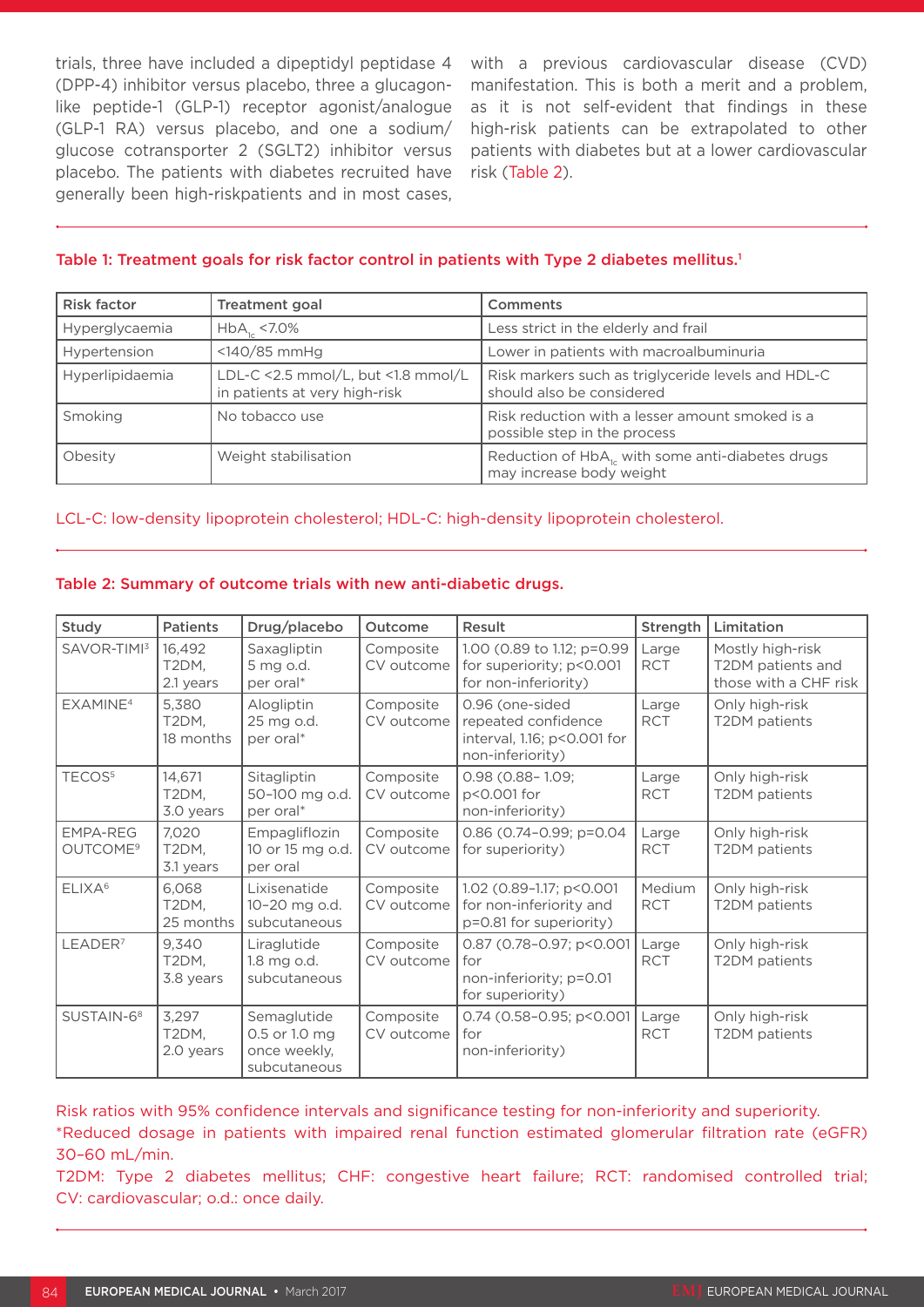trials, three have included a dipeptidyl peptidase 4 (DPP-4) inhibitor versus placebo, three a glucagon-like peptide-1 (GLP-1) receptor agonist/analogue (GLP-1 RA) versus placebo, and one a sodium/glucose cotransporter 2 (SGLT2) inhibitor versus placebo. The patients with diabetes recruited have generally been high-riskpatients and in most cases, with a previous cardiovascular disease (CVD) manifestation. This is both a merit and a problem, as it is not self-evident that findings in these high-risk patients can be extrapolated to other patients with diabetes but at a lower cardiovascular risk (Table 2).

**Table 1: Treatment goals for risk factor control in patients with Type 2 diabetes mellitus.[1]**

| Risk factor | Treatment goal | Comments |
|---|---|---|
| Hyperglycaemia | $HbA_{1c}$ <7.0% | Less strict in the elderly and frail |
| Hypertension | <140/85 mmHg | Lower in patients with macroalbuminuria |
| Hyperlipidaemia | LDL-C <2.5 mmol/L, but <1.8 mmol/L in patients at very high-risk | Risk markers such as triglyceride levels and HDL-C should also be considered |
| Smoking | No tobacco use | Risk reduction with a lesser amount smoked is a possible step in the process |
| Obesity | Weight stabilisation | Reduction of $HbA_{1c}$ with some anti-diabetes drugs may increase body weight |

LCL-C: low-density lipoprotein cholesterol; HDL-C: high-density lipoprotein cholesterol.

**Table 2: Summary of outcome trials with new anti-diabetic drugs.**

| Study | Patients | Drug/placebo | Outcome | Result | Strength | Limitation |
|---|---|---|---|---|---|---|
| SAVOR-TIMI[3] | 16,492 T2DM, 2.1 years | Saxagliptin 5 mg o.d. per oral* | Composite CV outcome | 1.00 (0.89 to 1.12; p=0.99 for superiority; p<0.001 for non-inferiority) | Large RCT | Mostly high-risk T2DM patients and those with a CHF risk |
| EXAMINE[4] | 5,380 T2DM, 18 months | Alogliptin 25 mg o.d. per oral* | Composite CV outcome | 0.96 (one-sided repeated confidence interval, 1.16; p<0.001 for non-inferiority) | Large RCT | Only high-risk T2DM patients |
| TECOS[5] | 14,671 T2DM, 3.0 years | Sitagliptin 50–100 mg o.d. per oral* | Composite CV outcome | 0.98 (0.88– 1.09; p<0.001 for non-inferiority) | Large RCT | Only high-risk T2DM patients |
| EMPA-REG OUTCOME[9] | 7,020 T2DM, 3.1 years | Empagliflozin 10 or 15 mg o.d. per oral | Composite CV outcome | 0.86 (0.74–0.99; p=0.04 for superiority) | Large RCT | Only high-risk T2DM patients |
| ELIXA[6] | 6,068 T2DM, 25 months | Lixisenatide 10–20 mg o.d. subcutaneous | Composite CV outcome | 1.02 (0.89–1.17; p<0.001 for non-inferiority and p=0.81 for superiority) | Medium RCT | Only high-risk T2DM patients |
| LEADER[7] | 9,340 T2DM, 3.8 years | Liraglutide 1.8 mg o.d. subcutaneous | Composite CV outcome | 0.87 (0.78–0.97; p<0.001 for non-inferiority; p=0.01 for superiority) | Large RCT | Only high-risk T2DM patients |
| SUSTAIN-6[8] | 3,297 T2DM, 2.0 years | Semaglutide 0.5 or 1.0 mg once weekly, subcutaneous | Composite CV outcome | 0.74 (0.58–0.95; p<0.001 for non-inferiority) | Large RCT | Only high-risk T2DM patients |

Risk ratios with 95% confidence intervals and significance testing for non-inferiority and superiority.
*Reduced dosage in patients with impaired renal function estimated glomerular filtration rate (eGFR) 30–60 mL/min.
T2DM: Type 2 diabetes mellitus; CHF: congestive heart failure; RCT: randomised controlled trial; CV: cardiovascular; o.d.: once daily.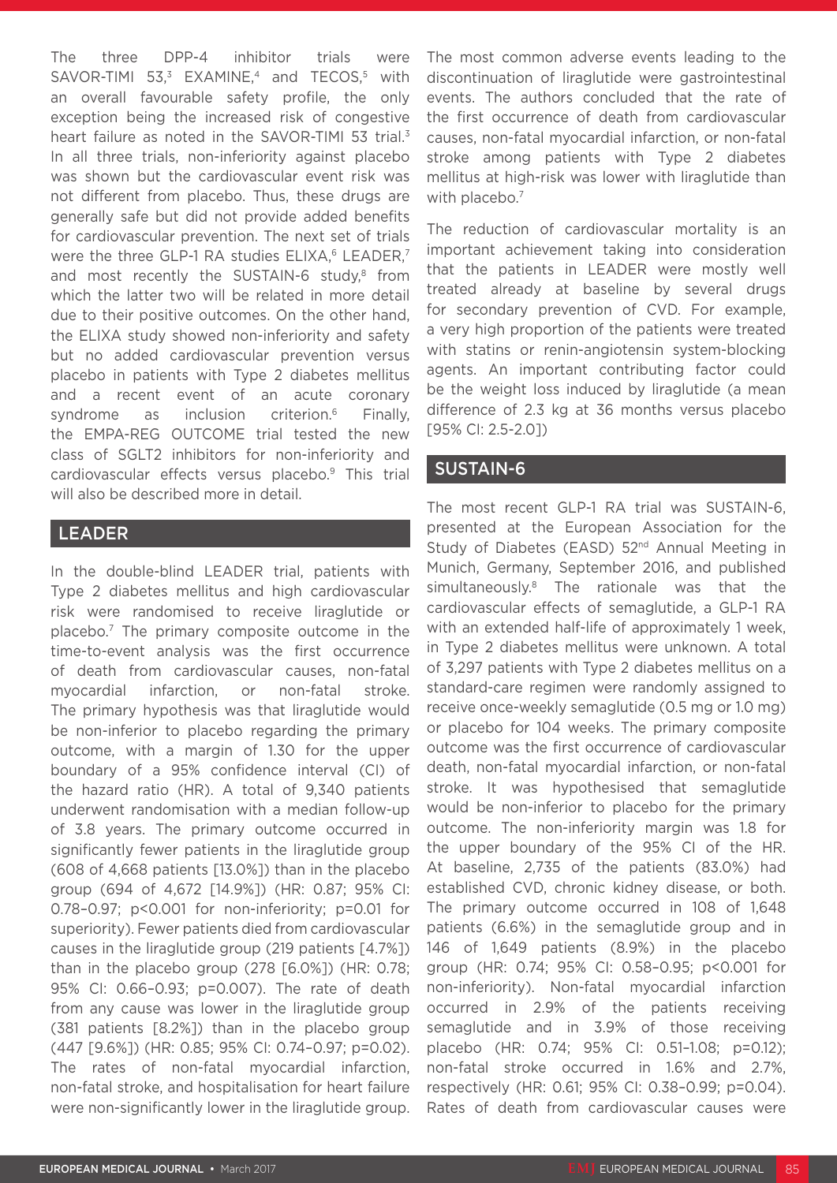The three DPP-4 inhibitor trials were SAVOR-TIMI 53,[3] EXAMINE,[4] and TECOS,[5] with an overall favourable safety profile, the only exception being the increased risk of congestive heart failure as noted in the SAVOR-TIMI 53 trial.[3] In all three trials, non-inferiority against placebo was shown but the cardiovascular event risk was not different from placebo. Thus, these drugs are generally safe but did not provide added benefits for cardiovascular prevention. The next set of trials were the three GLP-1 RA studies ELIXA,[6] LEADER,[7] and most recently the SUSTAIN-6 study,[8] from which the latter two will be related in more detail due to their positive outcomes. On the other hand, the ELIXA study showed non-inferiority and safety but no added cardiovascular prevention versus placebo in patients with Type 2 diabetes mellitus and a recent event of an acute coronary syndrome as inclusion criterion.[6] Finally, the EMPA-REG OUTCOME trial tested the new class of SGLT2 inhibitors for non-inferiority and cardiovascular effects versus placebo.[9] This trial will also be described more in detail.

## LEADER

In the double-blind LEADER trial, patients with Type 2 diabetes mellitus and high cardiovascular risk were randomised to receive liraglutide or placebo.[7] The primary composite outcome in the time-to-event analysis was the first occurrence of death from cardiovascular causes, non-fatal myocardial infarction, or non-fatal stroke. The primary hypothesis was that liraglutide would be non-inferior to placebo regarding the primary outcome, with a margin of 1.30 for the upper boundary of a 95% confidence interval (CI) of the hazard ratio (HR). A total of 9,340 patients underwent randomisation with a median follow-up of 3.8 years. The primary outcome occurred in significantly fewer patients in the liraglutide group (608 of 4,668 patients [13.0%]) than in the placebo group (694 of 4,672 [14.9%]) (HR: 0.87; 95% CI: 0.78–0.97; p<0.001 for non-inferiority; p=0.01 for superiority). Fewer patients died from cardiovascular causes in the liraglutide group (219 patients [4.7%]) than in the placebo group (278 [6.0%]) (HR: 0.78; 95% CI: 0.66–0.93; p=0.007). The rate of death from any cause was lower in the liraglutide group (381 patients [8.2%]) than in the placebo group (447 [9.6%]) (HR: 0.85; 95% CI: 0.74–0.97; p=0.02). The rates of non-fatal myocardial infarction, non-fatal stroke, and hospitalisation for heart failure were non-significantly lower in the liraglutide group. The most common adverse events leading to the discontinuation of liraglutide were gastrointestinal events. The authors concluded that the rate of the first occurrence of death from cardiovascular causes, non-fatal myocardial infarction, or non-fatal stroke among patients with Type 2 diabetes mellitus at high-risk was lower with liraglutide than with placebo.[7]

The reduction of cardiovascular mortality is an important achievement taking into consideration that the patients in LEADER were mostly well treated already at baseline by several drugs for secondary prevention of CVD. For example, a very high proportion of the patients were treated with statins or renin-angiotensin system-blocking agents. An important contributing factor could be the weight loss induced by liraglutide (a mean difference of 2.3 kg at 36 months versus placebo [95% CI: 2.5-2.0])

## SUSTAIN-6

The most recent GLP-1 RA trial was SUSTAIN-6, presented at the European Association for the Study of Diabetes (EASD) 52[nd] Annual Meeting in Munich, Germany, September 2016, and published simultaneously.[8] The rationale was that the cardiovascular effects of semaglutide, a GLP-1 RA with an extended half-life of approximately 1 week, in Type 2 diabetes mellitus were unknown. A total of 3,297 patients with Type 2 diabetes mellitus on a standard-care regimen were randomly assigned to receive once-weekly semaglutide (0.5 mg or 1.0 mg) or placebo for 104 weeks. The primary composite outcome was the first occurrence of cardiovascular death, non-fatal myocardial infarction, or non-fatal stroke. It was hypothesised that semaglutide would be non-inferior to placebo for the primary outcome. The non-inferiority margin was 1.8 for the upper boundary of the 95% CI of the HR. At baseline, 2,735 of the patients (83.0%) had established CVD, chronic kidney disease, or both. The primary outcome occurred in 108 of 1,648 patients (6.6%) in the semaglutide group and in 146 of 1,649 patients (8.9%) in the placebo group (HR: 0.74; 95% CI: 0.58–0.95; p<0.001 for non-inferiority). Non-fatal myocardial infarction occurred in 2.9% of the patients receiving semaglutide and in 3.9% of those receiving placebo (HR: 0.74; 95% CI: 0.51–1.08; p=0.12); non-fatal stroke occurred in 1.6% and 2.7%, respectively (HR: 0.61; 95% CI: 0.38–0.99; p=0.04). Rates of death from cardiovascular causes were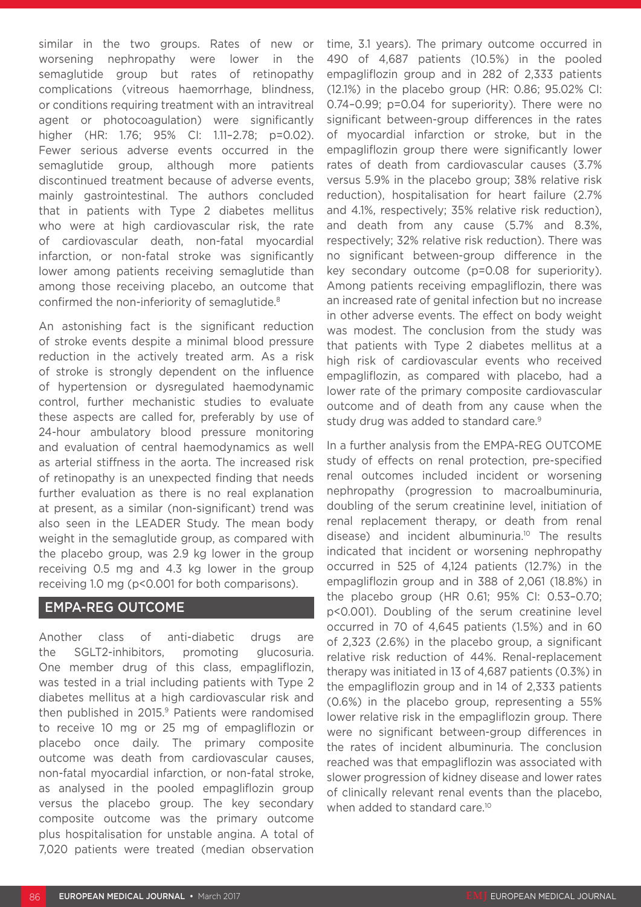similar in the two groups. Rates of new or worsening nephropathy were lower in the semaglutide group but rates of retinopathy complications (vitreous haemorrhage, blindness, or conditions requiring treatment with an intravitreal agent or photocoagulation) were significantly higher (HR: 1.76; 95% CI: 1.11–2.78; p=0.02). Fewer serious adverse events occurred in the semaglutide group, although more patients discontinued treatment because of adverse events, mainly gastrointestinal. The authors concluded that in patients with Type 2 diabetes mellitus who were at high cardiovascular risk, the rate of cardiovascular death, non-fatal myocardial infarction, or non-fatal stroke was significantly lower among patients receiving semaglutide than among those receiving placebo, an outcome that confirmed the non-inferiority of semaglutide.[8]

An astonishing fact is the significant reduction of stroke events despite a minimal blood pressure reduction in the actively treated arm. As a risk of stroke is strongly dependent on the influence of hypertension or dysregulated haemodynamic control, further mechanistic studies to evaluate these aspects are called for, preferably by use of 24-hour ambulatory blood pressure monitoring and evaluation of central haemodynamics as well as arterial stiffness in the aorta. The increased risk of retinopathy is an unexpected finding that needs further evaluation as there is no real explanation at present, as a similar (non-significant) trend was also seen in the LEADER Study. The mean body weight in the semaglutide group, as compared with the placebo group, was 2.9 kg lower in the group receiving 0.5 mg and 4.3 kg lower in the group receiving 1.0 mg (p<0.001 for both comparisons).

## EMPA-REG OUTCOME

Another class of anti-diabetic drugs are the SGLT2-inhibitors, promoting glucosuria. One member drug of this class, empagliflozin, was tested in a trial including patients with Type 2 diabetes mellitus at a high cardiovascular risk and then published in 2015.[9] Patients were randomised to receive 10 mg or 25 mg of empagliflozin or placebo once daily. The primary composite outcome was death from cardiovascular causes, non-fatal myocardial infarction, or non-fatal stroke, as analysed in the pooled empagliflozin group versus the placebo group. The key secondary composite outcome was the primary outcome plus hospitalisation for unstable angina. A total of 7,020 patients were treated (median observation time, 3.1 years). The primary outcome occurred in 490 of 4,687 patients (10.5%) in the pooled empagliflozin group and in 282 of 2,333 patients (12.1%) in the placebo group (HR: 0.86; 95.02% CI: 0.74–0.99; p=0.04 for superiority). There were no significant between-group differences in the rates of myocardial infarction or stroke, but in the empagliflozin group there were significantly lower rates of death from cardiovascular causes (3.7% versus 5.9% in the placebo group; 38% relative risk reduction), hospitalisation for heart failure (2.7% and 4.1%, respectively; 35% relative risk reduction), and death from any cause (5.7% and 8.3%, respectively; 32% relative risk reduction). There was no significant between-group difference in the key secondary outcome (p=0.08 for superiority). Among patients receiving empagliflozin, there was an increased rate of genital infection but no increase in other adverse events. The effect on body weight was modest. The conclusion from the study was that patients with Type 2 diabetes mellitus at a high risk of cardiovascular events who received empagliflozin, as compared with placebo, had a lower rate of the primary composite cardiovascular outcome and of death from any cause when the study drug was added to standard care.[9]

In a further analysis from the EMPA-REG OUTCOME study of effects on renal protection, pre-specified renal outcomes included incident or worsening nephropathy (progression to macroalbuminuria, doubling of the serum creatinine level, initiation of renal replacement therapy, or death from renal disease) and incident albuminuria.[10] The results indicated that incident or worsening nephropathy occurred in 525 of 4,124 patients (12.7%) in the empagliflozin group and in 388 of 2,061 (18.8%) in the placebo group (HR 0.61; 95% CI: 0.53–0.70; p<0.001). Doubling of the serum creatinine level occurred in 70 of 4,645 patients (1.5%) and in 60 of 2,323 (2.6%) in the placebo group, a significant relative risk reduction of 44%. Renal-replacement therapy was initiated in 13 of 4,687 patients (0.3%) in the empagliflozin group and in 14 of 2,333 patients (0.6%) in the placebo group, representing a 55% lower relative risk in the empagliflozin group. There were no significant between-group differences in the rates of incident albuminuria. The conclusion reached was that empagliflozin was associated with slower progression of kidney disease and lower rates of clinically relevant renal events than the placebo, when added to standard care.[10]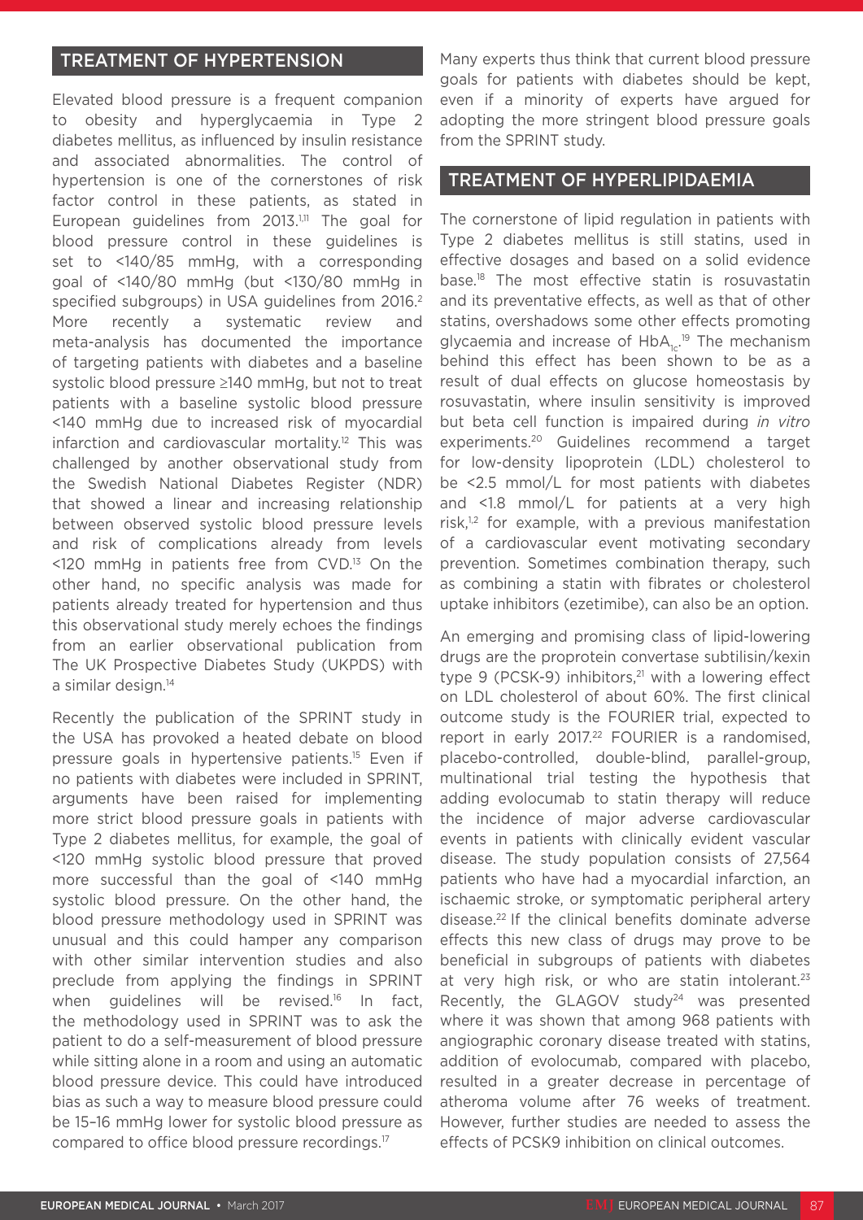## TREATMENT OF HYPERTENSION

Elevated blood pressure is a frequent companion to obesity and hyperglycaemia in Type 2 diabetes mellitus, as influenced by insulin resistance and associated abnormalities. The control of hypertension is one of the cornerstones of risk factor control in these patients, as stated in European guidelines from 2013.[1,11] The goal for blood pressure control in these guidelines is set to <140/85 mmHg, with a corresponding goal of <140/80 mmHg (but <130/80 mmHg in specified subgroups) in USA guidelines from 2016.[2] More recently a systematic review and meta-analysis has documented the importance of targeting patients with diabetes and a baseline systolic blood pressure ≥140 mmHg, but not to treat patients with a baseline systolic blood pressure <140 mmHg due to increased risk of myocardial infarction and cardiovascular mortality.[12] This was challenged by another observational study from the Swedish National Diabetes Register (NDR) that showed a linear and increasing relationship between observed systolic blood pressure levels and risk of complications already from levels <120 mmHg in patients free from CVD.[13] On the other hand, no specific analysis was made for patients already treated for hypertension and thus this observational study merely echoes the findings from an earlier observational publication from The UK Prospective Diabetes Study (UKPDS) with a similar design.[14]

Recently the publication of the SPRINT study in the USA has provoked a heated debate on blood pressure goals in hypertensive patients.[15] Even if no patients with diabetes were included in SPRINT, arguments have been raised for implementing more strict blood pressure goals in patients with Type 2 diabetes mellitus, for example, the goal of <120 mmHg systolic blood pressure that proved more successful than the goal of <140 mmHg systolic blood pressure. On the other hand, the blood pressure methodology used in SPRINT was unusual and this could hamper any comparison with other similar intervention studies and also preclude from applying the findings in SPRINT when guidelines will be revised.[16] In fact, the methodology used in SPRINT was to ask the patient to do a self-measurement of blood pressure while sitting alone in a room and using an automatic blood pressure device. This could have introduced bias as such a way to measure blood pressure could be 15–16 mmHg lower for systolic blood pressure as compared to office blood pressure recordings.[17]

Many experts thus think that current blood pressure goals for patients with diabetes should be kept, even if a minority of experts have argued for adopting the more stringent blood pressure goals from the SPRINT study.

## TREATMENT OF HYPERLIPIDAEMIA

The cornerstone of lipid regulation in patients with Type 2 diabetes mellitus is still statins, used in effective dosages and based on a solid evidence base.[18] The most effective statin is rosuvastatin and its preventative effects, as well as that of other statins, overshadows some other effects promoting glycaemia and increase of $HbA_{1c}$.[19] The mechanism behind this effect has been shown to be as a result of dual effects on glucose homeostasis by rosuvastatin, where insulin sensitivity is improved but beta cell function is impaired during *in vitro* experiments.[20] Guidelines recommend a target for low-density lipoprotein (LDL) cholesterol to be <2.5 mmol/L for most patients with diabetes and <1.8 mmol/L for patients at a very high risk,[1,2] for example, with a previous manifestation of a cardiovascular event motivating secondary prevention. Sometimes combination therapy, such as combining a statin with fibrates or cholesterol uptake inhibitors (ezetimibe), can also be an option.

An emerging and promising class of lipid-lowering drugs are the proprotein convertase subtilisin/kexin type 9 (PCSK-9) inhibitors,[21] with a lowering effect on LDL cholesterol of about 60%. The first clinical outcome study is the FOURIER trial, expected to report in early 2017.[22] FOURIER is a randomised, placebo-controlled, double-blind, parallel-group, multinational trial testing the hypothesis that adding evolocumab to statin therapy will reduce the incidence of major adverse cardiovascular events in patients with clinically evident vascular disease. The study population consists of 27,564 patients who have had a myocardial infarction, an ischaemic stroke, or symptomatic peripheral artery disease.[22] If the clinical benefits dominate adverse effects this new class of drugs may prove to be beneficial in subgroups of patients with diabetes at very high risk, or who are statin intolerant.[23] Recently, the GLAGOV study[24] was presented where it was shown that among 968 patients with angiographic coronary disease treated with statins, addition of evolocumab, compared with placebo, resulted in a greater decrease in percentage of atheroma volume after 76 weeks of treatment. However, further studies are needed to assess the effects of PCSK9 inhibition on clinical outcomes.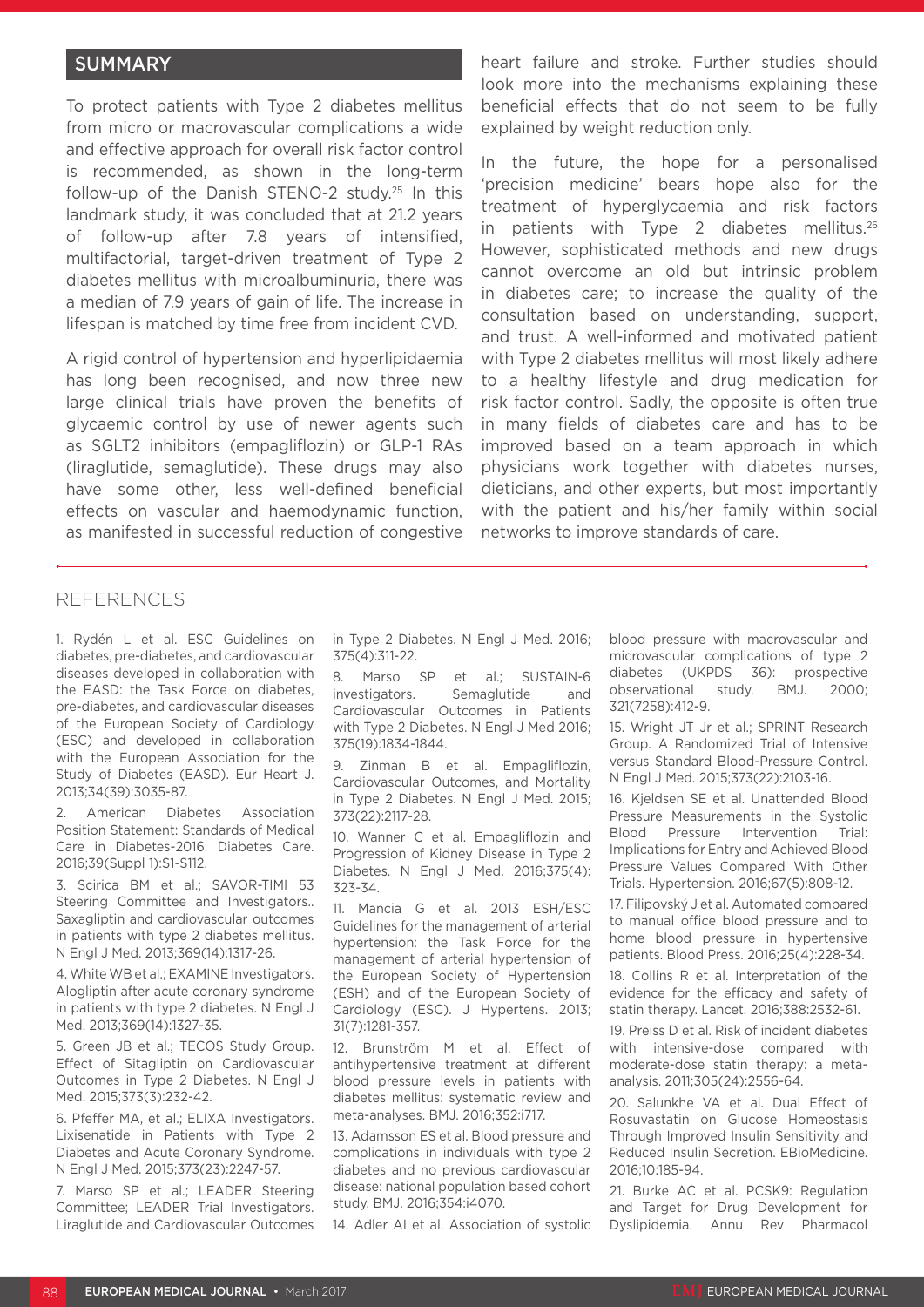## SUMMARY

To protect patients with Type 2 diabetes mellitus from micro or macrovascular complications a wide and effective approach for overall risk factor control is recommended, as shown in the long-term follow-up of the Danish STENO-2 study.[25] In this landmark study, it was concluded that at 21.2 years of follow-up after 7.8 years of intensified, multifactorial, target-driven treatment of Type 2 diabetes mellitus with microalbuminuria, there was a median of 7.9 years of gain of life. The increase in lifespan is matched by time free from incident CVD.

A rigid control of hypertension and hyperlipidaemia has long been recognised, and now three new large clinical trials have proven the benefits of glycaemic control by use of newer agents such as SGLT2 inhibitors (empagliflozin) or GLP-1 RAs (liraglutide, semaglutide). These drugs may also have some other, less well-defined beneficial effects on vascular and haemodynamic function, as manifested in successful reduction of congestive heart failure and stroke. Further studies should look more into the mechanisms explaining these beneficial effects that do not seem to be fully explained by weight reduction only.

In the future, the hope for a personalised 'precision medicine' bears hope also for the treatment of hyperglycaemia and risk factors in patients with Type 2 diabetes mellitus.[26] However, sophisticated methods and new drugs cannot overcome an old but intrinsic problem in diabetes care; to increase the quality of the consultation based on understanding, support, and trust. A well-informed and motivated patient with Type 2 diabetes mellitus will most likely adhere to a healthy lifestyle and drug medication for risk factor control. Sadly, the opposite is often true in many fields of diabetes care and has to be improved based on a team approach in which physicians work together with diabetes nurses, dieticians, and other experts, but most importantly with the patient and his/her family within social networks to improve standards of care.

## REFERENCES

1. Rydén L et al. ESC Guidelines on diabetes, pre-diabetes, and cardiovascular diseases developed in collaboration with the EASD: the Task Force on diabetes, pre-diabetes, and cardiovascular diseases of the European Society of Cardiology (ESC) and developed in collaboration with the European Association for the Study of Diabetes (EASD). Eur Heart J. 2013;34(39):3035-87.

2. American Diabetes Association Position Statement: Standards of Medical Care in Diabetes-2016. Diabetes Care. 2016;39(Suppl 1):S1-S112.

3. Scirica BM et al.; SAVOR-TIMI 53 Steering Committee and Investigators.. Saxagliptin and cardiovascular outcomes in patients with type 2 diabetes mellitus. N Engl J Med. 2013;369(14):1317-26.

4. White WB et al.; EXAMINE Investigators. Alogliptin after acute coronary syndrome in patients with type 2 diabetes. N Engl J Med. 2013;369(14):1327-35.

5. Green JB et al.; TECOS Study Group. Effect of Sitagliptin on Cardiovascular Outcomes in Type 2 Diabetes. N Engl J Med. 2015;373(3):232-42.

6. Pfeffer MA, et al.; ELIXA Investigators. Lixisenatide in Patients with Type 2 Diabetes and Acute Coronary Syndrome. N Engl J Med. 2015;373(23):2247-57.

7. Marso SP et al.; LEADER Steering Committee; LEADER Trial Investigators. Liraglutide and Cardiovascular Outcomes in Type 2 Diabetes. N Engl J Med. 2016; 375(4):311-22.

8. Marso SP et al.; SUSTAIN-6 investigators. Semaglutide and Cardiovascular Outcomes in Patients with Type 2 Diabetes. N Engl J Med 2016; 375(19):1834-1844.

9. Zinman B et al. Empagliflozin, Cardiovascular Outcomes, and Mortality in Type 2 Diabetes. N Engl J Med. 2015; 373(22):2117-28.

10. Wanner C et al. Empagliflozin and Progression of Kidney Disease in Type 2 Diabetes. N Engl J Med. 2016;375(4): 323-34.

11. Mancia G et al. 2013 ESH/ESC Guidelines for the management of arterial hypertension: the Task Force for the management of arterial hypertension of the European Society of Hypertension (ESH) and of the European Society of Cardiology (ESC). J Hypertens. 2013; 31(7):1281-357.

12. Brunström M et al. Effect of antihypertensive treatment at different blood pressure levels in patients with diabetes mellitus: systematic review and meta-analyses. BMJ. 2016;352:i717.

13. Adamsson ES et al. Blood pressure and complications in individuals with type 2 diabetes and no previous cardiovascular disease: national population based cohort study. BMJ. 2016;354:i4070.

14. Adler AI et al. Association of systolic blood pressure with macrovascular and microvascular complications of type 2 diabetes (UKPDS 36): prospective observational study. BMJ. 2000; 321(7258):412-9.

15. Wright JT Jr et al.; SPRINT Research Group. A Randomized Trial of Intensive versus Standard Blood-Pressure Control. N Engl J Med. 2015;373(22):2103-16.

16. Kjeldsen SE et al. Unattended Blood Pressure Measurements in the Systolic Blood Pressure Intervention Trial: Implications for Entry and Achieved Blood Pressure Values Compared With Other Trials. Hypertension. 2016;67(5):808-12.

17. Filipovský J et al. Automated compared to manual office blood pressure and to home blood pressure in hypertensive patients. Blood Press. 2016;25(4):228-34.

18. Collins R et al. Interpretation of the evidence for the efficacy and safety of statin therapy. Lancet. 2016;388:2532-61.

19. Preiss D et al. Risk of incident diabetes with intensive-dose compared with moderate-dose statin therapy: a meta-analysis. 2011;305(24):2556-64.

20. Salunkhe VA et al. Dual Effect of Rosuvastatin on Glucose Homeostasis Through Improved Insulin Sensitivity and Reduced Insulin Secretion. EBioMedicine. 2016;10:185-94.

21. Burke AC et al. PCSK9: Regulation and Target for Drug Development for Dyslipidemia. Annu Rev Pharmacol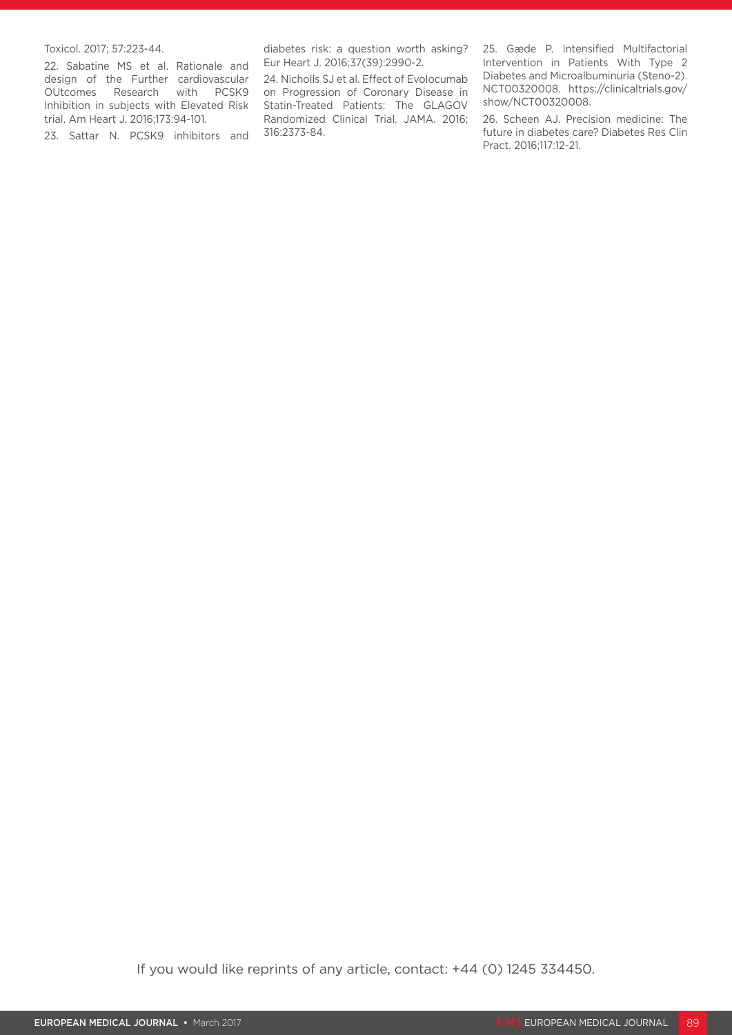Toxicol. 2017; 57:223-44.

22. Sabatine MS et al. Rationale and design of the Further cardiovascular OUtcomes Research with PCSK9 Inhibition in subjects with Elevated Risk trial. Am Heart J. 2016;173:94-101.

23. Sattar N. PCSK9 inhibitors and diabetes risk: a question worth asking? Eur Heart J. 2016;37(39):2990-2.

24. Nicholls SJ et al. Effect of Evolocumab on Progression of Coronary Disease in Statin-Treated Patients: The GLAGOV Randomized Clinical Trial. JAMA. 2016; 316:2373-84.

25. Gæde P. Intensified Multifactorial Intervention in Patients With Type 2 Diabetes and Microalbuminuria (Steno-2). NCT00320008. https://clinicaltrials.gov/show/NCT00320008.

26. Scheen AJ. Precision medicine: The future in diabetes care? Diabetes Res Clin Pract. 2016;117:12-21.

If you would like reprints of any article, contact: +44 (0) 1245 334450.